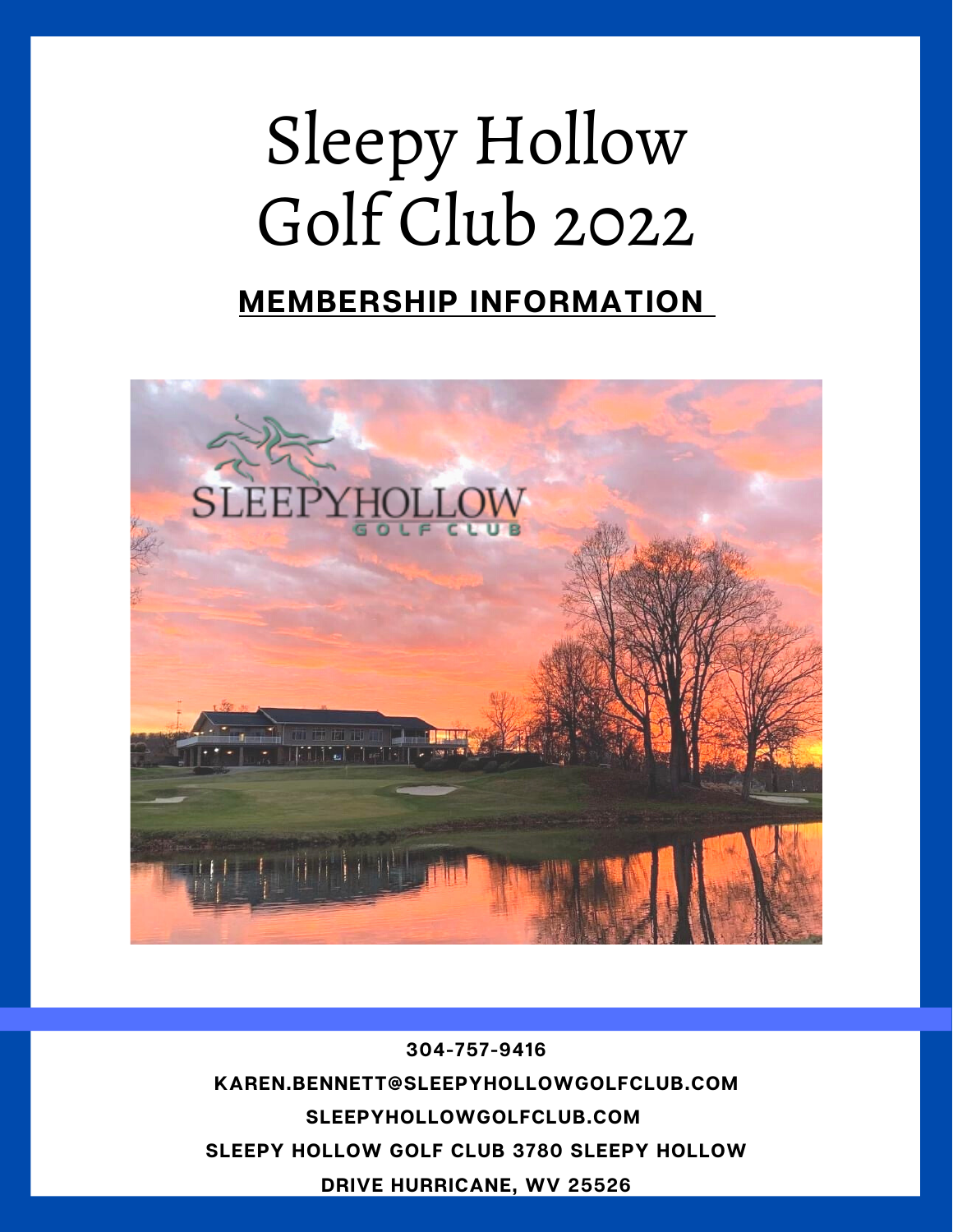# Sleepy Hollow Golf Club 2022

## MEMBERSHIP INFORMATION

304-757-9416

KAREN.BENNETT@SLEEPYHOLLOWGOLFCLUB.COM

SLEEPYHOLLOWGOLFCLUB.COM

SLEEPY HOLLOW GOLF CLUB 3780 SLEEPY HOLLOW DRIVE HURRICANE, WV 25526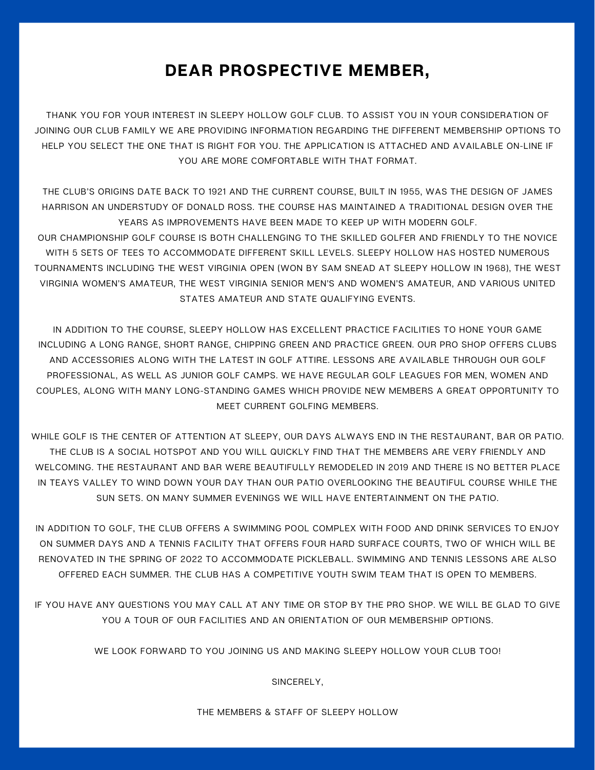# DEAR PROSPECTIVE MEMBER,

THANK YOU FOR YOUR INTEREST IN SLEEPY HOLLOW GOLF CLUB. TO ASSIST YOU IN YOUR CONSIDERATION OF JOINING OUR CLUB FAMILY WE ARE PROVIDING INFORMATION REGARDING THE DIFFERENT MEMBERSHIP OPTIONS TO HELP YOU SELECT THE ONE THAT IS RIGHT FOR YOU. THE APPLICATION IS ATTACHED AND AVAILABLE ON-LINE IF YOU ARE MORE COMFORTABLE WITH THAT FORMAT.

THE CLUB'S ORIGINS DATE BACK TO 1921 AND THE CURRENT COURSE, BUILT IN 1955, WAS THE DESIGN OF JAMES HARRISON AN UNDERSTUDY OF DONALD ROSS. THE COURSE HAS MAINTAINED A TRADITIONAL DESIGN OVER THE YEARS AS IMPROVEMENTS HAVE BEEN MADE TO KEEP UP WITH MODERN GOLF.
OUR CHAMPIONSHIP GOLF COURSE IS BOTH CHALLENGING TO THE SKILLED GOLFER AND FRIENDLY TO THE NOVICE WITH 5 SETS OF TEES TO ACCOMMODATE DIFFERENT SKILL LEVELS. SLEEPY HOLLOW HAS HOSTED NUMEROUS TOURNAMENTS INCLUDING THE WEST VIRGINIA OPEN (WON BY SAM SNEAD AT SLEEPY HOLLOW IN 1968), THE WEST VIRGINIA WOMEN'S AMATEUR, THE WEST VIRGINIA SENIOR MEN'S AND WOMEN'S AMATEUR, AND VARIOUS UNITED STATES AMATEUR AND STATE QUALIFYING EVENTS.

IN ADDITION TO THE COURSE, SLEEPY HOLLOW HAS EXCELLENT PRACTICE FACILITIES TO HONE YOUR GAME INCLUDING A LONG RANGE, SHORT RANGE, CHIPPING GREEN AND PRACTICE GREEN. OUR PRO SHOP OFFERS CLUBS AND ACCESSORIES ALONG WITH THE LATEST IN GOLF ATTIRE. LESSONS ARE AVAILABLE THROUGH OUR GOLF PROFESSIONAL, AS WELL AS JUNIOR GOLF CAMPS. WE HAVE REGULAR GOLF LEAGUES FOR MEN, WOMEN AND COUPLES, ALONG WITH MANY LONG-STANDING GAMES WHICH PROVIDE NEW MEMBERS A GREAT OPPORTUNITY TO MEET CURRENT GOLFING MEMBERS.

WHILE GOLF IS THE CENTER OF ATTENTION AT SLEEPY, OUR DAYS ALWAYS END IN THE RESTAURANT, BAR OR PATIO. THE CLUB IS A SOCIAL HOTSPOT AND YOU WILL QUICKLY FIND THAT THE MEMBERS ARE VERY FRIENDLY AND WELCOMING. THE RESTAURANT AND BAR WERE BEAUTIFULLY REMODELED IN 2019 AND THERE IS NO BETTER PLACE IN TEAYS VALLEY TO WIND DOWN YOUR DAY THAN OUR PATIO OVERLOOKING THE BEAUTIFUL COURSE WHILE THE SUN SETS. ON MANY SUMMER EVENINGS WE WILL HAVE ENTERTAINMENT ON THE PATIO.

IN ADDITION TO GOLF, THE CLUB OFFERS A SWIMMING POOL COMPLEX WITH FOOD AND DRINK SERVICES TO ENJOY ON SUMMER DAYS AND A TENNIS FACILITY THAT OFFERS FOUR HARD SURFACE COURTS, TWO OF WHICH WILL BE RENOVATED IN THE SPRING OF 2022 TO ACCOMMODATE PICKLEBALL. SWIMMING AND TENNIS LESSONS ARE ALSO OFFERED EACH SUMMER. THE CLUB HAS A COMPETITIVE YOUTH SWIM TEAM THAT IS OPEN TO MEMBERS.

IF YOU HAVE ANY QUESTIONS YOU MAY CALL AT ANY TIME OR STOP BY THE PRO SHOP. WE WILL BE GLAD TO GIVE YOU A TOUR OF OUR FACILITIES AND AN ORIENTATION OF OUR MEMBERSHIP OPTIONS.

WE LOOK FORWARD TO YOU JOINING US AND MAKING SLEEPY HOLLOW YOUR CLUB TOO!

SINCERELY,

THE MEMBERS & STAFF OF SLEEPY HOLLOW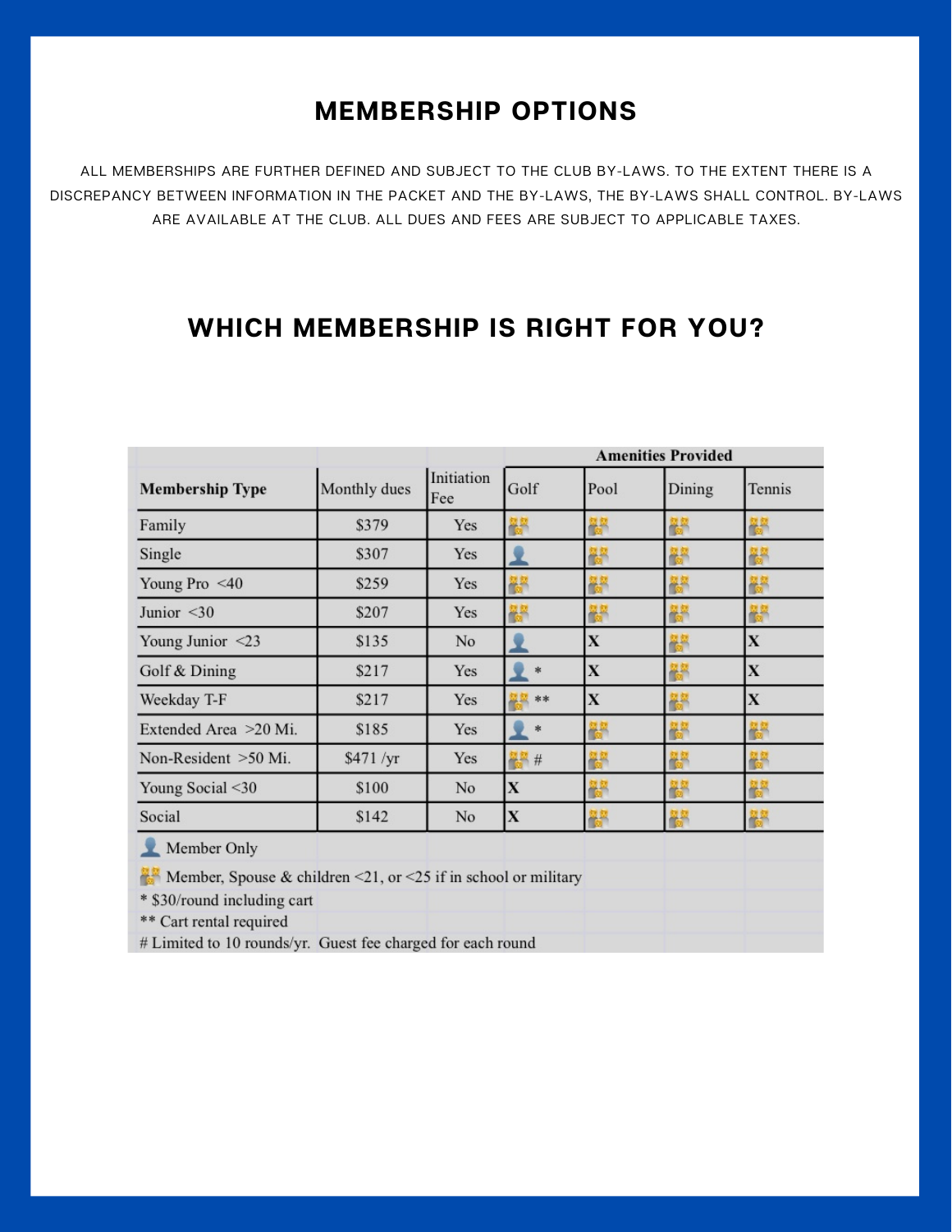# MEMBERSHIP OPTIONS

ALL MEMBERSHIPS ARE FURTHER DEFINED AND SUBJECT TO THE CLUB BY-LAWS. TO THE EXTENT THERE IS A DISCREPANCY BETWEEN INFORMATION IN THE PACKET AND THE BY-LAWS, THE BY-LAWS SHALL CONTROL. BY-LAWS ARE AVAILABLE AT THE CLUB. ALL DUES AND FEES ARE SUBJECT TO APPLICABLE TAXES.

## WHICH MEMBERSHIP IS RIGHT FOR YOU?

| | | | Amenities Provided | | | |
|---|---|---|---|---|---|---|
| **Membership Type** | Monthly dues | Initiation Fee | Golf | Pool | Dining | Tennis |
| Family | $379 | Yes | 👪 | 👪 | 👪 | 👪 |
| Single | $307 | Yes | 👤 | 👪 | 👪 | 👪 |
| Young Pro <40 | $259 | Yes | 👪 | 👪 | 👪 | 👪 |
| Junior <30 | $207 | Yes | 👪 | 👪 | 👪 | 👪 |
| Young Junior <23 | $135 | No | 👤 | X | 👪 | X |
| Golf & Dining | $217 | Yes | 👤 * | X | 👪 | X |
| Weekday T-F | $217 | Yes | 👪 ** | X | 👪 | X |
| Extended Area >20 Mi. | $185 | Yes | 👤 * | 👪 | 👪 | 👪 |
| Non-Resident >50 Mi. | $471 /yr | Yes | 👪 # | 👪 | 👪 | 👪 |
| Young Social <30 | $100 | No | X | 👪 | 👪 | 👪 |
| Social | $142 | No | X | 👪 | 👪 | 👪 |

👤 Member Only

👪 Member, Spouse & children <21, or <25 if in school or military

* $30/round including cart

** Cart rental required

# Limited to 10 rounds/yr. Guest fee charged for each round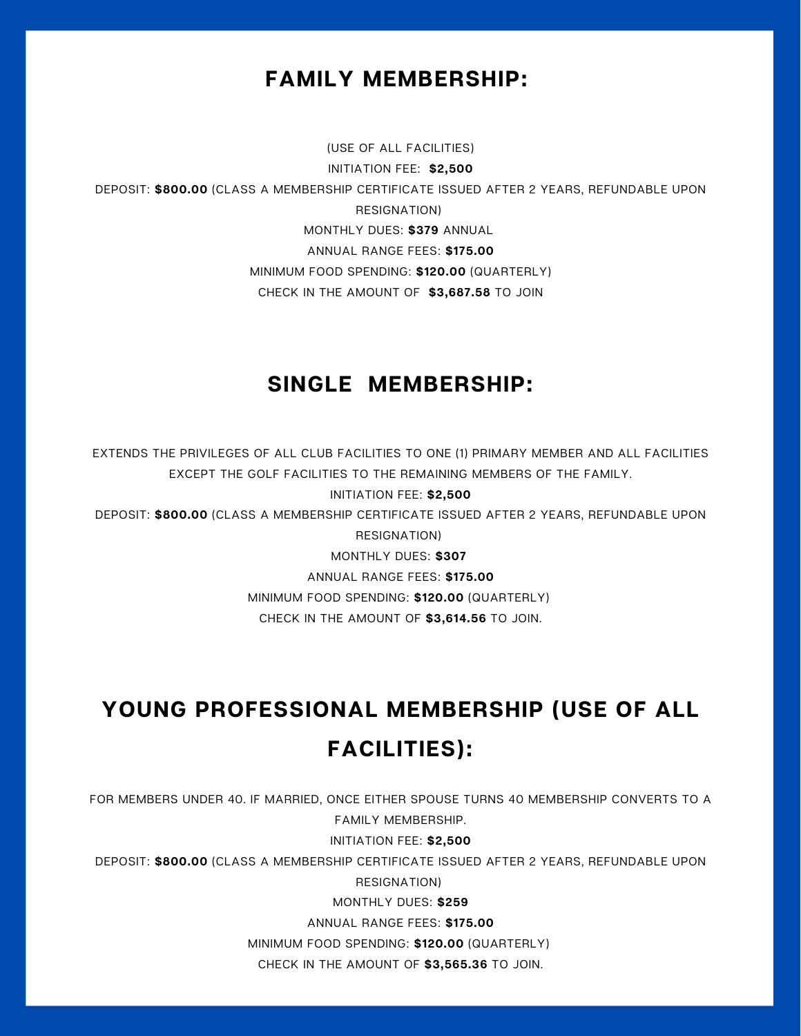## FAMILY MEMBERSHIP:

(USE OF ALL FACILITIES)

INITIATION FEE: **$2,500**

DEPOSIT: **$800.00** (CLASS A MEMBERSHIP CERTIFICATE ISSUED AFTER 2 YEARS, REFUNDABLE UPON RESIGNATION)

MONTHLY DUES: **$379** ANNUAL

ANNUAL RANGE FEES: **$175.00**

MINIMUM FOOD SPENDING: **$120.00** (QUARTERLY)

CHECK IN THE AMOUNT OF **$3,687.58** TO JOIN

## SINGLE MEMBERSHIP:

EXTENDS THE PRIVILEGES OF ALL CLUB FACILITIES TO ONE (1) PRIMARY MEMBER AND ALL FACILITIES EXCEPT THE GOLF FACILITIES TO THE REMAINING MEMBERS OF THE FAMILY.

INITIATION FEE: **$2,500**

DEPOSIT: **$800.00** (CLASS A MEMBERSHIP CERTIFICATE ISSUED AFTER 2 YEARS, REFUNDABLE UPON RESIGNATION)

MONTHLY DUES: **$307**

ANNUAL RANGE FEES: **$175.00**

MINIMUM FOOD SPENDING: **$120.00** (QUARTERLY)

CHECK IN THE AMOUNT OF **$3,614.56** TO JOIN.

## YOUNG PROFESSIONAL MEMBERSHIP (USE OF ALL FACILITIES):

FOR MEMBERS UNDER 40. IF MARRIED, ONCE EITHER SPOUSE TURNS 40 MEMBERSHIP CONVERTS TO A FAMILY MEMBERSHIP.

INITIATION FEE: **$2,500**

DEPOSIT: **$800.00** (CLASS A MEMBERSHIP CERTIFICATE ISSUED AFTER 2 YEARS, REFUNDABLE UPON RESIGNATION)

MONTHLY DUES: **$259**

ANNUAL RANGE FEES: **$175.00**

MINIMUM FOOD SPENDING: **$120.00** (QUARTERLY)

CHECK IN THE AMOUNT OF **$3,565.36** TO JOIN.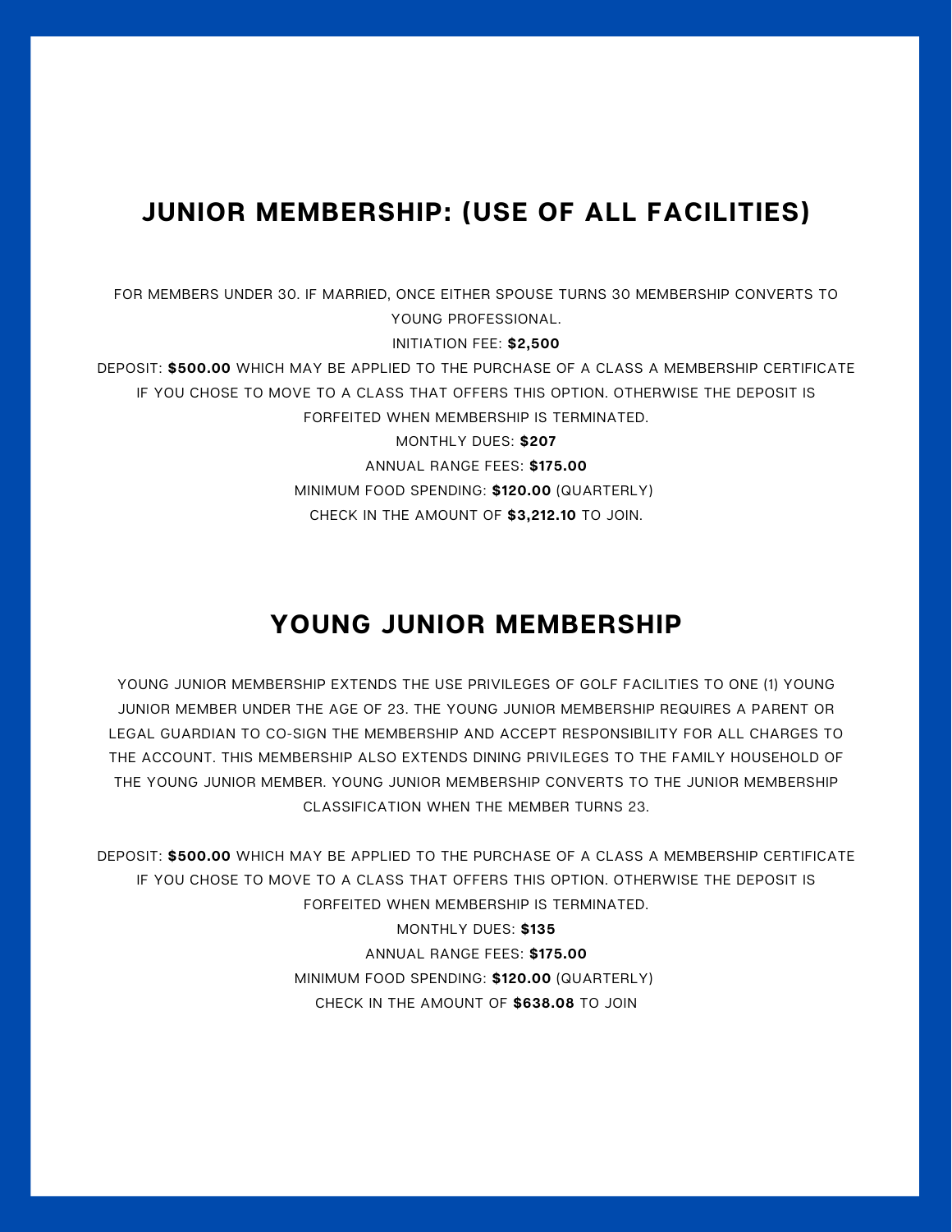## JUNIOR MEMBERSHIP: (USE OF ALL FACILITIES)

FOR MEMBERS UNDER 30. IF MARRIED, ONCE EITHER SPOUSE TURNS 30 MEMBERSHIP CONVERTS TO YOUNG PROFESSIONAL.

INITIATION FEE: **$2,500**

DEPOSIT: **$500.00** WHICH MAY BE APPLIED TO THE PURCHASE OF A CLASS A MEMBERSHIP CERTIFICATE IF YOU CHOSE TO MOVE TO A CLASS THAT OFFERS THIS OPTION. OTHERWISE THE DEPOSIT IS FORFEITED WHEN MEMBERSHIP IS TERMINATED.

MONTHLY DUES: **$207**

ANNUAL RANGE FEES: **$175.00**

MINIMUM FOOD SPENDING: **$120.00** (QUARTERLY)

CHECK IN THE AMOUNT OF **$3,212.10** TO JOIN.

## YOUNG JUNIOR MEMBERSHIP

YOUNG JUNIOR MEMBERSHIP EXTENDS THE USE PRIVILEGES OF GOLF FACILITIES TO ONE (1) YOUNG JUNIOR MEMBER UNDER THE AGE OF 23. THE YOUNG JUNIOR MEMBERSHIP REQUIRES A PARENT OR LEGAL GUARDIAN TO CO-SIGN THE MEMBERSHIP AND ACCEPT RESPONSIBILITY FOR ALL CHARGES TO THE ACCOUNT. THIS MEMBERSHIP ALSO EXTENDS DINING PRIVILEGES TO THE FAMILY HOUSEHOLD OF THE YOUNG JUNIOR MEMBER. YOUNG JUNIOR MEMBERSHIP CONVERTS TO THE JUNIOR MEMBERSHIP CLASSIFICATION WHEN THE MEMBER TURNS 23.

DEPOSIT: **$500.00** WHICH MAY BE APPLIED TO THE PURCHASE OF A CLASS A MEMBERSHIP CERTIFICATE IF YOU CHOSE TO MOVE TO A CLASS THAT OFFERS THIS OPTION. OTHERWISE THE DEPOSIT IS FORFEITED WHEN MEMBERSHIP IS TERMINATED.

MONTHLY DUES: **$135**

ANNUAL RANGE FEES: **$175.00**

MINIMUM FOOD SPENDING: **$120.00** (QUARTERLY)

CHECK IN THE AMOUNT OF **$638.08** TO JOIN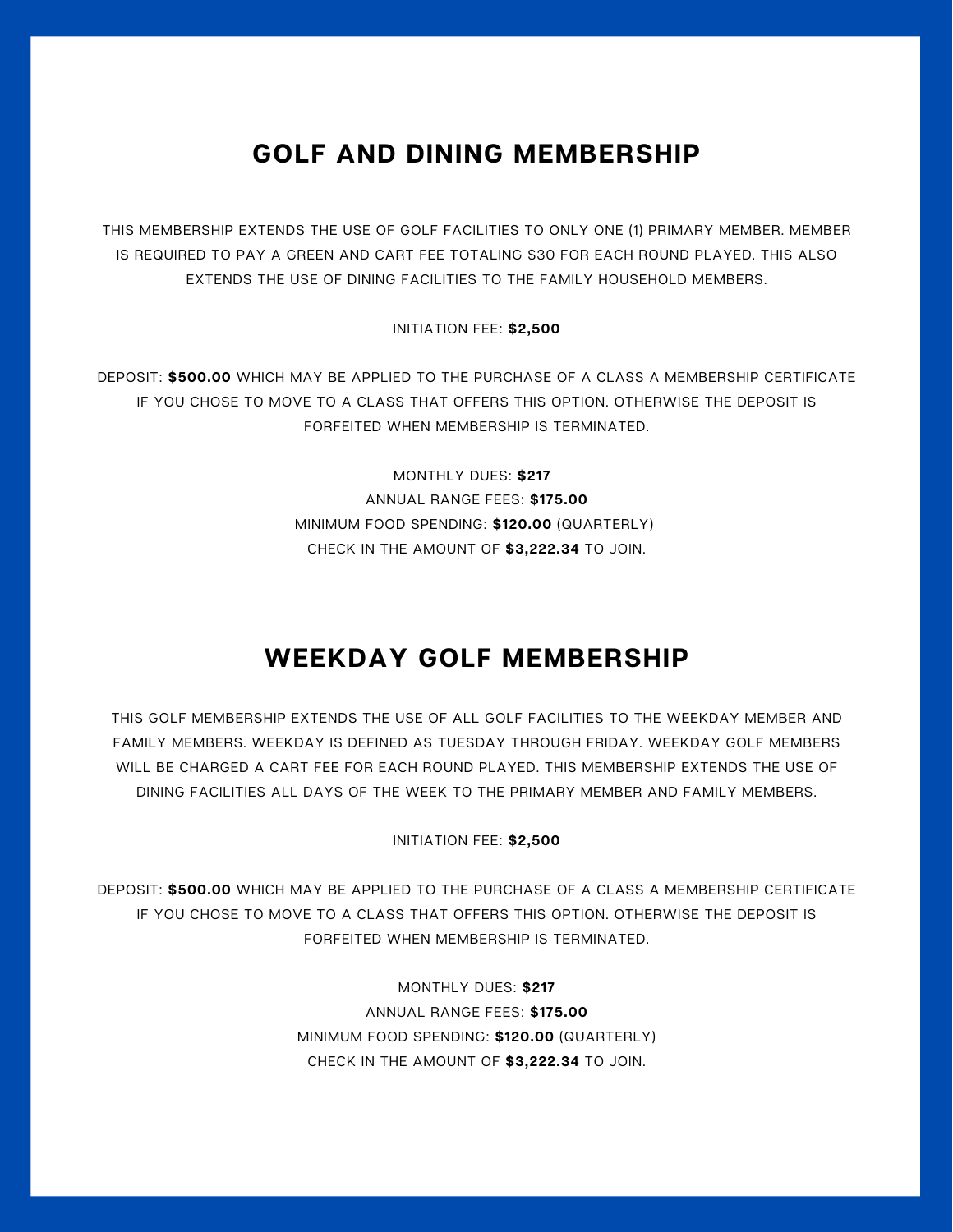## GOLF AND DINING MEMBERSHIP

THIS MEMBERSHIP EXTENDS THE USE OF GOLF FACILITIES TO ONLY ONE (1) PRIMARY MEMBER. MEMBER IS REQUIRED TO PAY A GREEN AND CART FEE TOTALING $30 FOR EACH ROUND PLAYED. THIS ALSO EXTENDS THE USE OF DINING FACILITIES TO THE FAMILY HOUSEHOLD MEMBERS.

INITIATION FEE: **$2,500**

DEPOSIT: **$500.00** WHICH MAY BE APPLIED TO THE PURCHASE OF A CLASS A MEMBERSHIP CERTIFICATE IF YOU CHOSE TO MOVE TO A CLASS THAT OFFERS THIS OPTION. OTHERWISE THE DEPOSIT IS FORFEITED WHEN MEMBERSHIP IS TERMINATED.

MONTHLY DUES: **$217**
ANNUAL RANGE FEES: **$175.00**
MINIMUM FOOD SPENDING: **$120.00** (QUARTERLY)
CHECK IN THE AMOUNT OF **$3,222.34** TO JOIN.

## WEEKDAY GOLF MEMBERSHIP

THIS GOLF MEMBERSHIP EXTENDS THE USE OF ALL GOLF FACILITIES TO THE WEEKDAY MEMBER AND FAMILY MEMBERS. WEEKDAY IS DEFINED AS TUESDAY THROUGH FRIDAY. WEEKDAY GOLF MEMBERS WILL BE CHARGED A CART FEE FOR EACH ROUND PLAYED. THIS MEMBERSHIP EXTENDS THE USE OF DINING FACILITIES ALL DAYS OF THE WEEK TO THE PRIMARY MEMBER AND FAMILY MEMBERS.

INITIATION FEE: **$2,500**

DEPOSIT: **$500.00** WHICH MAY BE APPLIED TO THE PURCHASE OF A CLASS A MEMBERSHIP CERTIFICATE IF YOU CHOSE TO MOVE TO A CLASS THAT OFFERS THIS OPTION. OTHERWISE THE DEPOSIT IS FORFEITED WHEN MEMBERSHIP IS TERMINATED.

MONTHLY DUES: **$217**
ANNUAL RANGE FEES: **$175.00**
MINIMUM FOOD SPENDING: **$120.00** (QUARTERLY)
CHECK IN THE AMOUNT OF **$3,222.34** TO JOIN.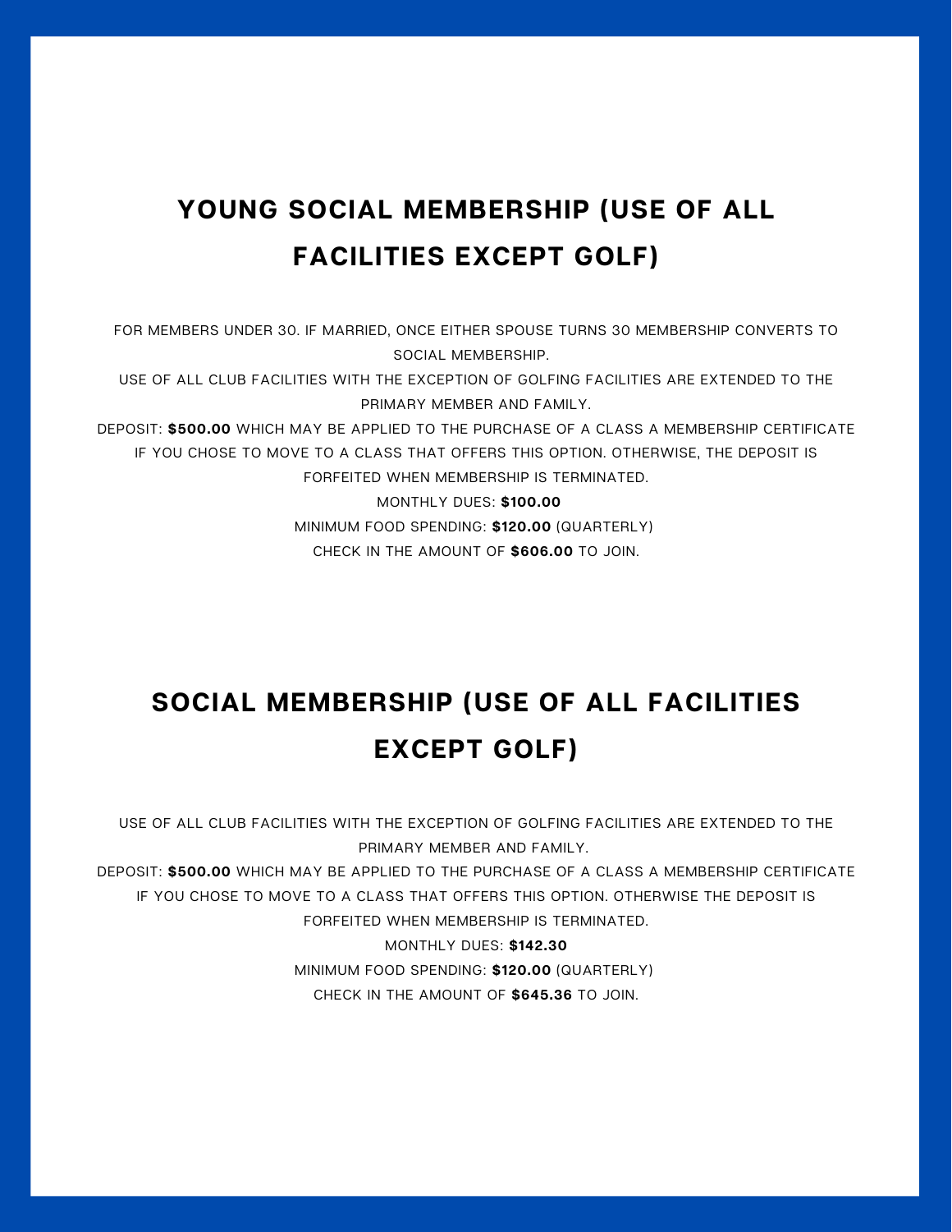## YOUNG SOCIAL MEMBERSHIP (USE OF ALL FACILITIES EXCEPT GOLF)

FOR MEMBERS UNDER 30. IF MARRIED, ONCE EITHER SPOUSE TURNS 30 MEMBERSHIP CONVERTS TO SOCIAL MEMBERSHIP.

USE OF ALL CLUB FACILITIES WITH THE EXCEPTION OF GOLFING FACILITIES ARE EXTENDED TO THE PRIMARY MEMBER AND FAMILY.

DEPOSIT: **$500.00** WHICH MAY BE APPLIED TO THE PURCHASE OF A CLASS A MEMBERSHIP CERTIFICATE IF YOU CHOSE TO MOVE TO A CLASS THAT OFFERS THIS OPTION. OTHERWISE, THE DEPOSIT IS FORFEITED WHEN MEMBERSHIP IS TERMINATED.

MONTHLY DUES: **$100.00**

MINIMUM FOOD SPENDING: **$120.00** (QUARTERLY)

CHECK IN THE AMOUNT OF **$606.00** TO JOIN.

## SOCIAL MEMBERSHIP (USE OF ALL FACILITIES EXCEPT GOLF)

USE OF ALL CLUB FACILITIES WITH THE EXCEPTION OF GOLFING FACILITIES ARE EXTENDED TO THE PRIMARY MEMBER AND FAMILY.

DEPOSIT: **$500.00** WHICH MAY BE APPLIED TO THE PURCHASE OF A CLASS A MEMBERSHIP CERTIFICATE IF YOU CHOSE TO MOVE TO A CLASS THAT OFFERS THIS OPTION. OTHERWISE THE DEPOSIT IS FORFEITED WHEN MEMBERSHIP IS TERMINATED.

MONTHLY DUES: **$142.30**

MINIMUM FOOD SPENDING: **$120.00** (QUARTERLY)

CHECK IN THE AMOUNT OF **$645.36** TO JOIN.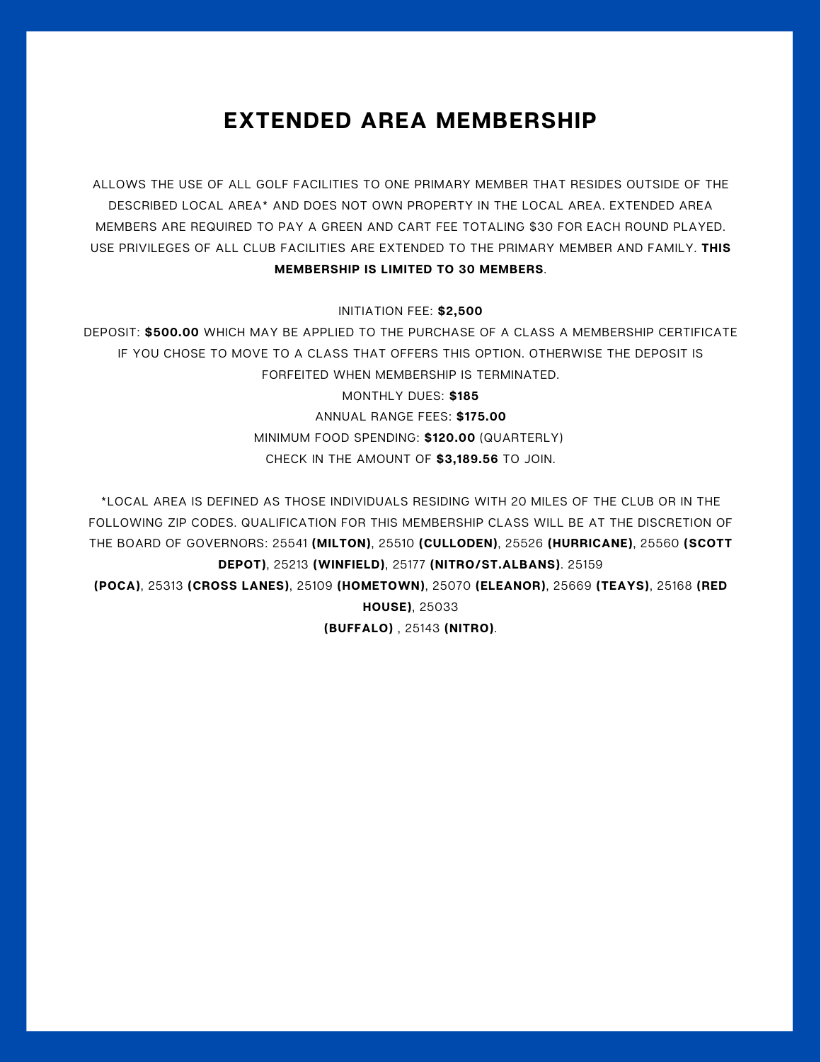# EXTENDED AREA MEMBERSHIP

ALLOWS THE USE OF ALL GOLF FACILITIES TO ONE PRIMARY MEMBER THAT RESIDES OUTSIDE OF THE DESCRIBED LOCAL AREA* AND DOES NOT OWN PROPERTY IN THE LOCAL AREA. EXTENDED AREA MEMBERS ARE REQUIRED TO PAY A GREEN AND CART FEE TOTALING $30 FOR EACH ROUND PLAYED. USE PRIVILEGES OF ALL CLUB FACILITIES ARE EXTENDED TO THE PRIMARY MEMBER AND FAMILY. **THIS MEMBERSHIP IS LIMITED TO 30 MEMBERS**.

INITIATION FEE: **$2,500**

DEPOSIT: **$500.00** WHICH MAY BE APPLIED TO THE PURCHASE OF A CLASS A MEMBERSHIP CERTIFICATE IF YOU CHOSE TO MOVE TO A CLASS THAT OFFERS THIS OPTION. OTHERWISE THE DEPOSIT IS FORFEITED WHEN MEMBERSHIP IS TERMINATED.

MONTHLY DUES: **$185**

ANNUAL RANGE FEES: **$175.00**

MINIMUM FOOD SPENDING: **$120.00** (QUARTERLY)

CHECK IN THE AMOUNT OF **$3,189.56** TO JOIN.

*LOCAL AREA IS DEFINED AS THOSE INDIVIDUALS RESIDING WITH 20 MILES OF THE CLUB OR IN THE FOLLOWING ZIP CODES. QUALIFICATION FOR THIS MEMBERSHIP CLASS WILL BE AT THE DISCRETION OF THE BOARD OF GOVERNORS: 25541 **(MILTON)**, 25510 **(CULLODEN)**, 25526 **(HURRICANE)**, 25560 **(SCOTT DEPOT)**, 25213 **(WINFIELD)**, 25177 **(NITRO/ST.ALBANS)**. 25159 **(POCA)**, 25313 **(CROSS LANES)**, 25109 **(HOMETOWN)**, 25070 **(ELEANOR)**, 25669 **(TEAYS)**, 25168 **(RED HOUSE)**, 25033 **(BUFFALO)** , 25143 **(NITRO)**.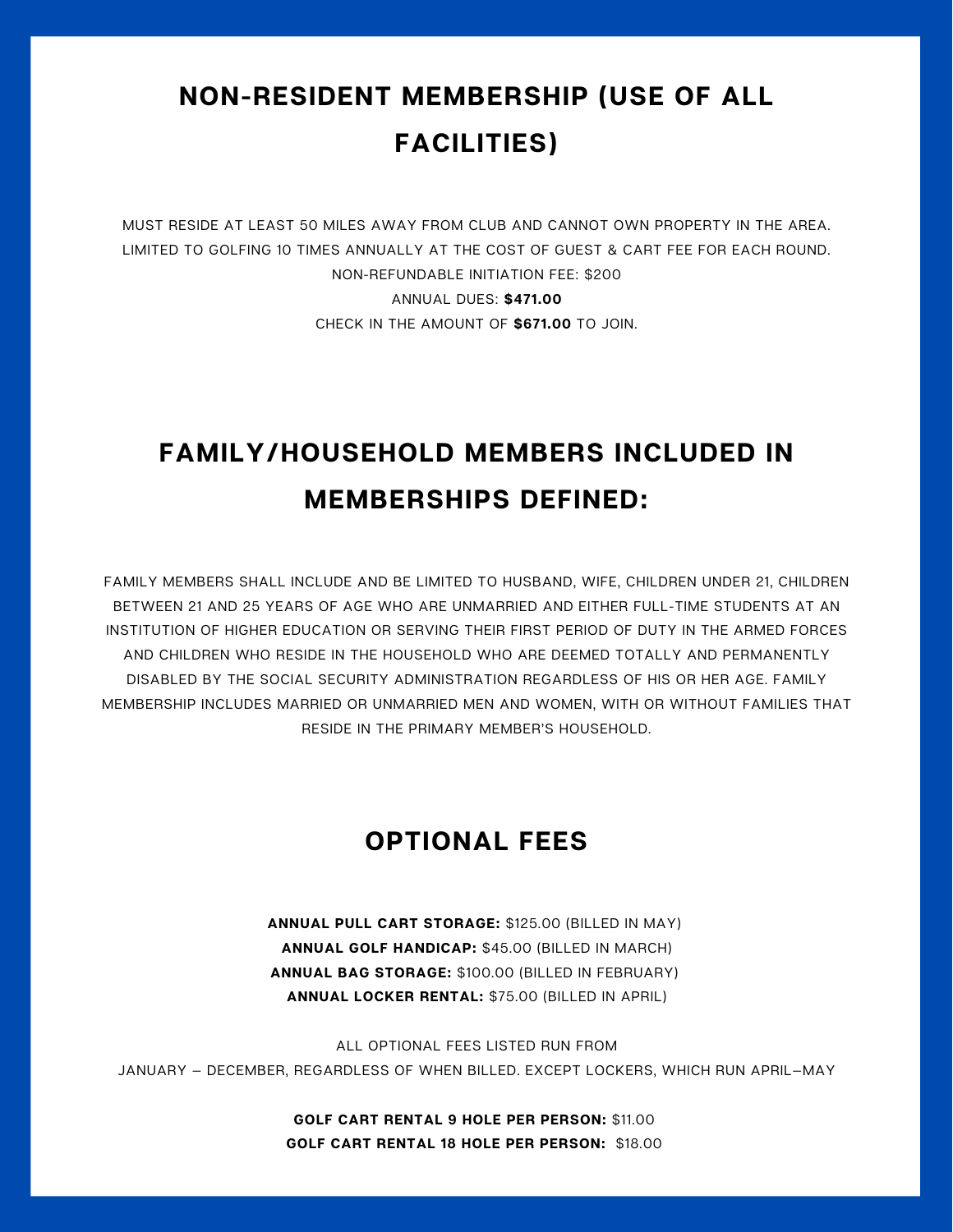## NON-RESIDENT MEMBERSHIP (USE OF ALL FACILITIES)

MUST RESIDE AT LEAST 50 MILES AWAY FROM CLUB AND CANNOT OWN PROPERTY IN THE AREA.
LIMITED TO GOLFING 10 TIMES ANNUALLY AT THE COST OF GUEST & CART FEE FOR EACH ROUND.
NON-REFUNDABLE INITIATION FEE: $200
ANNUAL DUES: **$471.00**
CHECK IN THE AMOUNT OF **$671.00** TO JOIN.

## FAMILY/HOUSEHOLD MEMBERS INCLUDED IN MEMBERSHIPS DEFINED:

FAMILY MEMBERS SHALL INCLUDE AND BE LIMITED TO HUSBAND, WIFE, CHILDREN UNDER 21, CHILDREN BETWEEN 21 AND 25 YEARS OF AGE WHO ARE UNMARRIED AND EITHER FULL-TIME STUDENTS AT AN INSTITUTION OF HIGHER EDUCATION OR SERVING THEIR FIRST PERIOD OF DUTY IN THE ARMED FORCES AND CHILDREN WHO RESIDE IN THE HOUSEHOLD WHO ARE DEEMED TOTALLY AND PERMANENTLY DISABLED BY THE SOCIAL SECURITY ADMINISTRATION REGARDLESS OF HIS OR HER AGE. FAMILY MEMBERSHIP INCLUDES MARRIED OR UNMARRIED MEN AND WOMEN, WITH OR WITHOUT FAMILIES THAT RESIDE IN THE PRIMARY MEMBER'S HOUSEHOLD.

## OPTIONAL FEES

**ANNUAL PULL CART STORAGE:** $125.00 (BILLED IN MAY)
**ANNUAL GOLF HANDICAP:** $45.00 (BILLED IN MARCH)
**ANNUAL BAG STORAGE:** $100.00 (BILLED IN FEBRUARY)
**ANNUAL LOCKER RENTAL:** $75.00 (BILLED IN APRIL)

ALL OPTIONAL FEES LISTED RUN FROM
JANUARY – DECEMBER, REGARDLESS OF WHEN BILLED. EXCEPT LOCKERS, WHICH RUN APRIL–MAY

**GOLF CART RENTAL 9 HOLE PER PERSON:** $11.00
**GOLF CART RENTAL 18 HOLE PER PERSON:** $18.00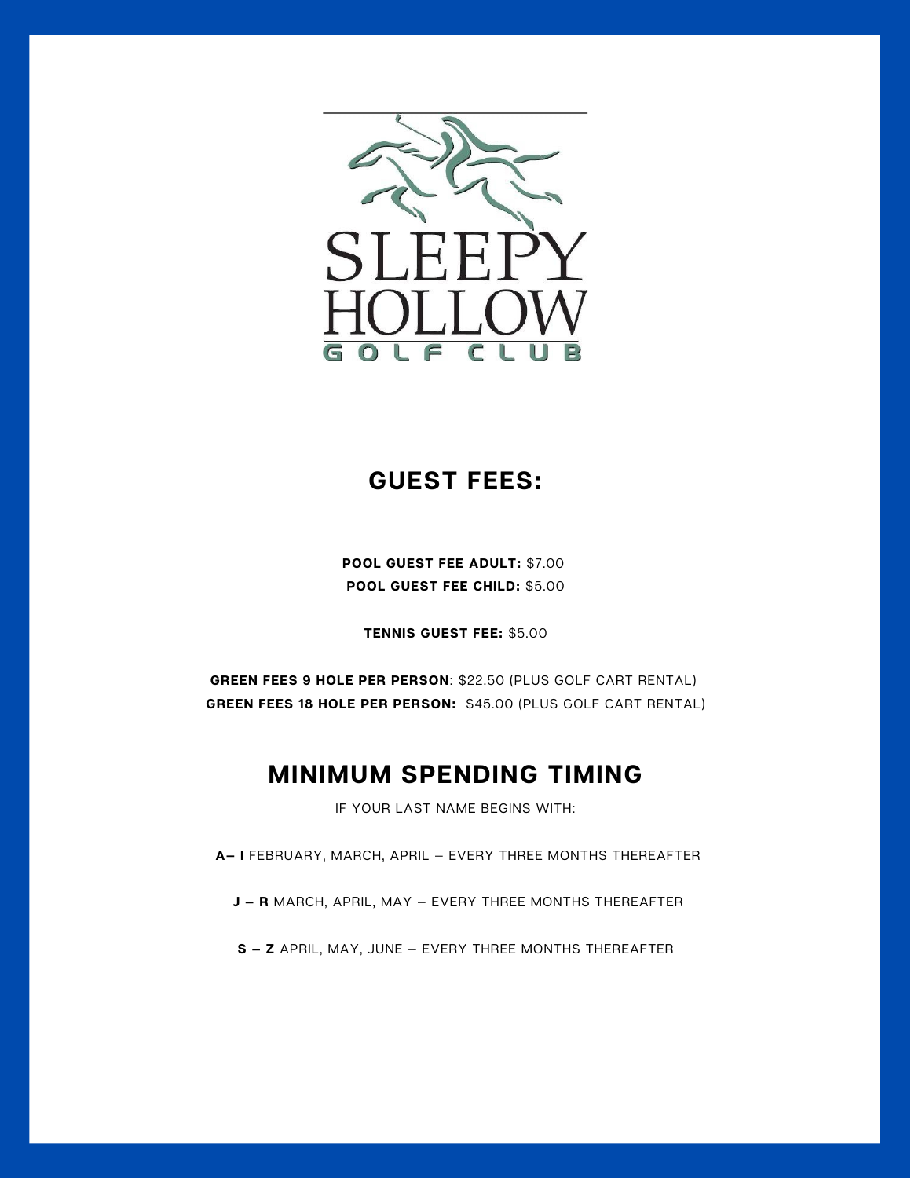SLEEPY HOLLOW

GOLF CLUB

## GUEST FEES:

**POOL GUEST FEE ADULT:** $7.00
**POOL GUEST FEE CHILD:** $5.00

**TENNIS GUEST FEE:** $5.00

**GREEN FEES 9 HOLE PER PERSON**: $22.50 (PLUS GOLF CART RENTAL)
**GREEN FEES 18 HOLE PER PERSON:** $45.00 (PLUS GOLF CART RENTAL)

## MINIMUM SPENDING TIMING

IF YOUR LAST NAME BEGINS WITH:

**A– I** FEBRUARY, MARCH, APRIL – EVERY THREE MONTHS THEREAFTER

**J – R** MARCH, APRIL, MAY – EVERY THREE MONTHS THEREAFTER

**S – Z** APRIL, MAY, JUNE – EVERY THREE MONTHS THEREAFTER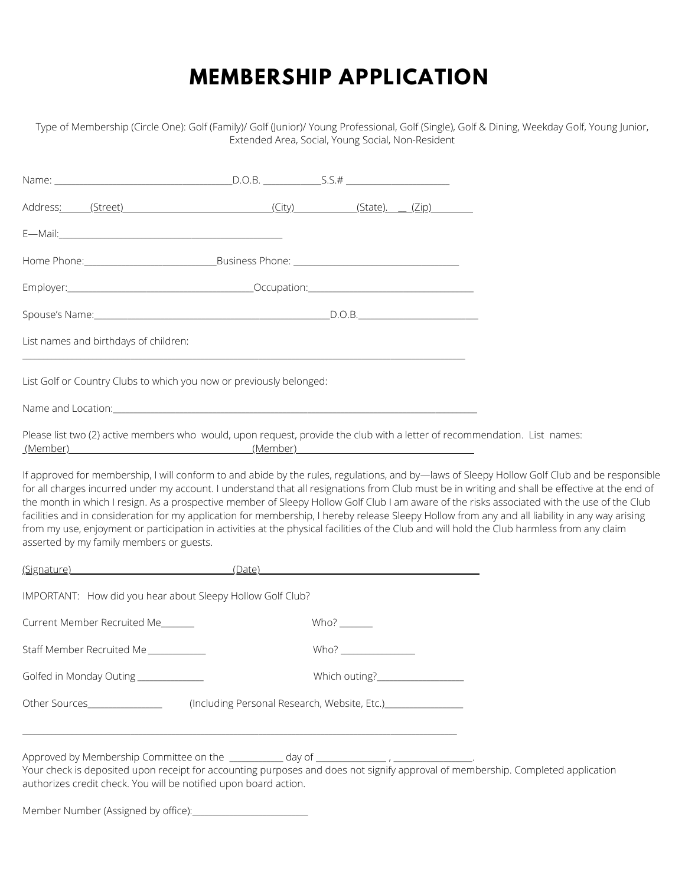# MEMBERSHIP APPLICATION

Type of Membership (Circle One): Golf (Family)/ Golf (Junior)/ Young Professional, Golf (Single), Golf & Dining, Weekday Golf, Young Junior, Extended Area, Social, Young Social, Non-Resident

Name: ______________________________________ D.O.B. ____________ S.S.# ______________________

Address: (Street) ______________________________ (City) ____________ (State). ___ (Zip) ________

E—Mail: ________________________________________________

Home Phone: ____________________________ Business Phone: ___________________________________

Employer: ________________________________________ Occupation: ___________________________________

Spouse's Name: ___________________________________________________ D.O.B. _________________________

List names and birthdays of children:

_______________________________________________________________________________________________

List Golf or Country Clubs to which you now or previously belonged:

Name and Location: ______________________________________________________________________________

Please list two (2) active members who would, upon request, provide the club with a letter of recommendation. List names:
(Member) ______________________________________ (Member) ______________________________________

If approved for membership, I will conform to and abide by the rules, regulations, and by—laws of Sleepy Hollow Golf Club and be responsible for all charges incurred under my account. I understand that all resignations from Club must be in writing and shall be effective at the end of the month in which I resign. As a prospective member of Sleepy Hollow Golf Club I am aware of the risks associated with the use of the Club facilities and in consideration for my application for membership, I hereby release Sleepy Hollow from any and all liability in any way arising from my use, enjoyment or participation in activities at the physical facilities of the Club and will hold the Club harmless from any claim asserted by my family members or guests.

(Signature) ________________________________ (Date) ____________________________________________

IMPORTANT: How did you hear about Sleepy Hollow Golf Club?

Current Member Recruited Me _______ Who? _______

Staff Member Recruited Me ____________ Who? ________________

Golfed in Monday Outing ______________ Which outing? ___________________

Other Sources ________________ (Including Personal Research, Website, Etc.) _________________

_______________________________________________________________________________________________

Approved by Membership Committee on the ___________ day of _______________ , _________________.
Your check is deposited upon receipt for accounting purposes and does not signify approval of membership. Completed application authorizes credit check. You will be notified upon board action.

Member Number (Assigned by office): _________________________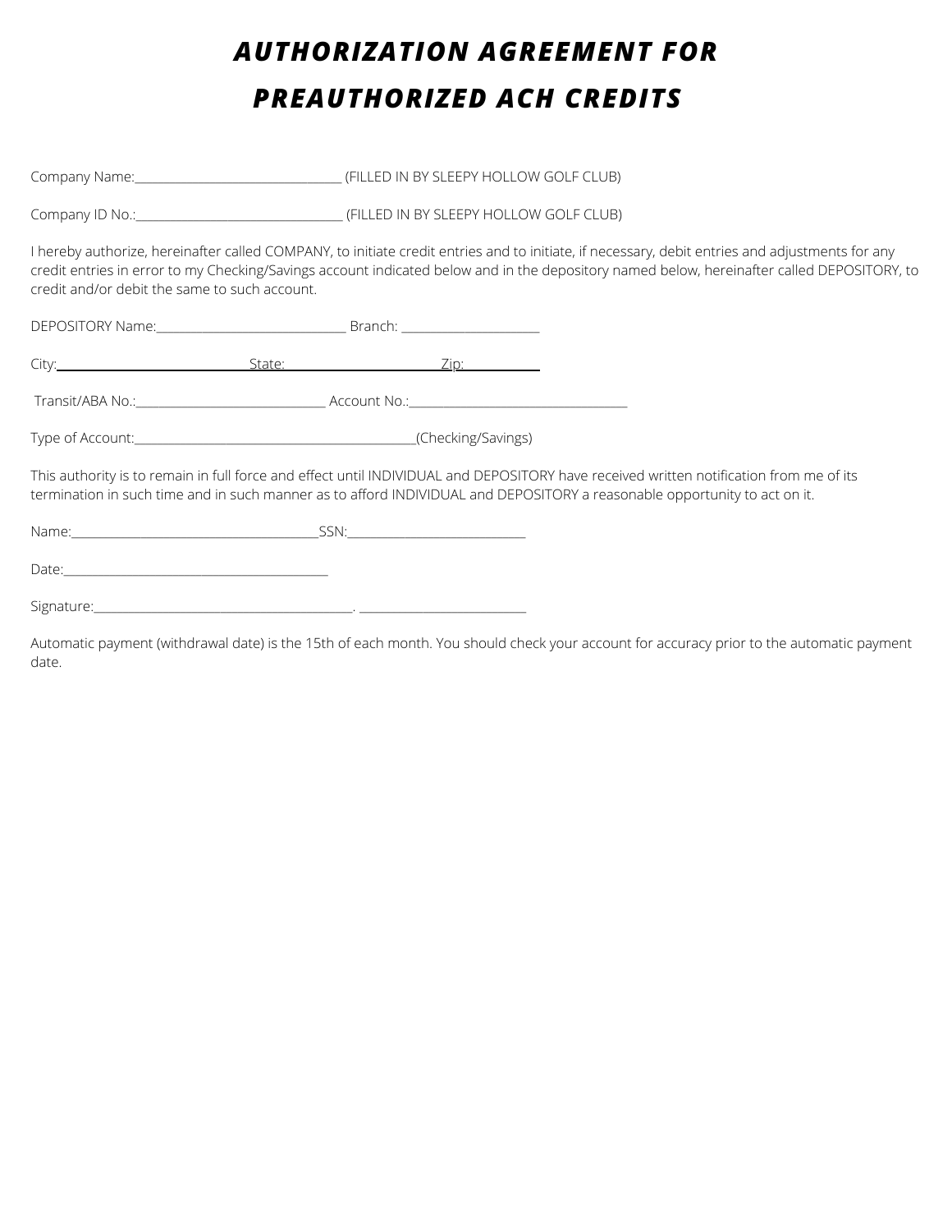# ***AUTHORIZATION AGREEMENT FOR PREAUTHORIZED ACH CREDITS***

Company Name:________________________________ (FILLED IN BY SLEEPY HOLLOW GOLF CLUB)

Company ID No.:________________________________ (FILLED IN BY SLEEPY HOLLOW GOLF CLUB)

I hereby authorize, hereinafter called COMPANY, to initiate credit entries and to initiate, if necessary, debit entries and adjustments for any credit entries in error to my Checking/Savings account indicated below and in the depository named below, hereinafter called DEPOSITORY, to credit and/or debit the same to such account.

DEPOSITORY Name:______________________________ Branch: ______________________

City:______________________________State:_________________________Zip:____________

Transit/ABA No.:_____________________________ Account No.:__________________________________

Type of Account:____________________________________________(Checking/Savings)

This authority is to remain in full force and effect until INDIVIDUAL and DEPOSITORY have received written notification from me of its termination in such time and in such manner as to afford INDIVIDUAL and DEPOSITORY a reasonable opportunity to act on it.

Name:_______________________________________SSN:____________________________

Date:_________________________________________

Signature:_________________________________________. ___________________________

Automatic payment (withdrawal date) is the 15th of each month. You should check your account for accuracy prior to the automatic payment date.